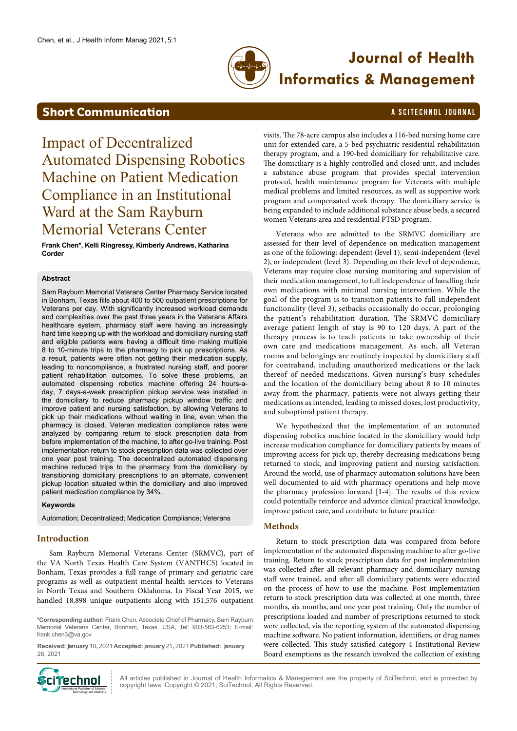Short Communication

# Impact of Decentralized Automated Dispensing Robotics Machine on Patient Medication Compliance in an Institutional Ward at the Sam Rayburn Memorial Veterans Center

**Frank Chen*, Kelli Ringgresy, Kimberly Andrews, Katharina Corder**

### Abstract

Sam Rayburn Memorial Veterans Center Pharmacy Service located in Bonham, Texas fills about 400 to 500 outpatient prescriptions for Veterans per day. With significantly increased workload demands and complexities over the past three years in the Veterans Affairs healthcare system, pharmacy staff were having an increasingly hard time keeping up with the workload and domiciliary nursing staff and eligible patients were having a difficult time making multiple 8 to 10-minute trips to the pharmacy to pick up prescriptions. As a result, patients were often not getting their medication supply, leading to noncompliance, a frustrated nursing staff, and poorer patient rehabilitation outcomes. To solve these problems, an automated dispensing robotics machine offering 24 hours-a-day, 7 days-a-week prescription pickup service was installed in the domiciliary to reduce pharmacy pickup window traffic and improve patient and nursing satisfaction, by allowing Veterans to pick up their medications without waiting in line, even when the pharmacy is closed. Veteran medication compliance rates were analyzed by comparing return to stock prescription data from before implementation of the machine, to after go-live training. Post implementation return to stock prescription data was collected over one year post training. The decentralized automated dispensing machine reduced trips to the pharmacy from the domiciliary by transitioning domiciliary prescriptions to an alternate, convenient pickup location situated within the domiciliary and also improved patient medication compliance by 34%.

### Keywords

Automation; Decentralized; Medication Compliance; Veterans

## Introduction

Sam Rayburn Memorial Veterans Center (SRMVC), part of the VA North Texas Health Care System (VANTHCS) located in Bonham, Texas provides a full range of primary and geriatric care programs as well as outpatient mental health services to Veterans in North Texas and Southern Oklahoma. In Fiscal Year 2015, we handled 18,898 unique outpatients along with 151,576 outpatient visits. The 78-acre campus also includes a 116-bed nursing home care unit for extended care, a 5-bed psychiatric residential rehabilitation therapy program, and a 190-bed domiciliary for rehabilitative care. The domiciliary is a highly controlled and closed unit, and includes a substance abuse program that provides special intervention protocol, health maintenance program for Veterans with multiple medical problems and limited resources, as well as supportive work program and compensated work therapy. The domiciliary service is being expanded to include additional substance abuse beds, a secured women Veterans area and residential PTSD program.

Veterans who are admitted to the SRMVC domiciliary are assessed for their level of dependence on medication management as one of the following: dependent (level 1), semi-independent (level 2), or independent (level 3). Depending on their level of dependence, Veterans may require close nursing monitoring and supervision of their medication management, to full independence of handling their own medications with minimal nursing intervention. While the goal of the program is to transition patients to full independent functionality (level 3), setbacks occasionally do occur, prolonging the patient's rehabilitation duration. The SRMVC domiciliary average patient length of stay is 90 to 120 days. A part of the therapy process is to teach patients to take ownership of their own care and medications management. As such, all Veteran rooms and belongings are routinely inspected by domiciliary staff for contraband, including unauthorized medications or the lack thereof of needed medications. Given nursing's busy schedules and the location of the domiciliary being about 8 to 10 minutes away from the pharmacy, patients were not always getting their medications as intended, leading to missed doses, lost productivity, and suboptimal patient therapy.

We hypothesized that the implementation of an automated dispensing robotics machine located in the domiciliary would help increase medication compliance for domiciliary patients by means of improving access for pick up, thereby decreasing medications being returned to stock, and improving patient and nursing satisfaction. Around the world, use of pharmacy automation solutions have been well documented to aid with pharmacy operations and help move the pharmacy profession forward [1-4]. The results of this review could potentially reinforce and advance clinical practical knowledge, improve patient care, and contribute to future practice.

## Methods

Return to stock prescription data was compared from before implementation of the automated dispensing machine to after go-live training. Return to stock prescription data for post implementation was collected after all relevant pharmacy and domiciliary nursing staff were trained, and after all domiciliary patients were educated on the process of how to use the machine. Post implementation return to stock prescription data was collected at one month, three months, six months, and one year post training. Only the number of prescriptions loaded and number of prescriptions returned to stock were collected, via the reporting system of the automated dispensing machine software. No patient information, identifiers, or drug names were collected. This study satisfied category 4 Institutional Review Board exemptions as the research involved the collection of existing

*Corresponding author: Frank Chen, Associate Chief of Pharmacy, Sam Rayburn Memorial Veterans Center, Bonham, Texas, USA, Tel: 903-583-6253; E-mail: frank.chen3@va.gov

Received: January 10, 2021 Accepted: January 21, 2021 Published: January 28, 2021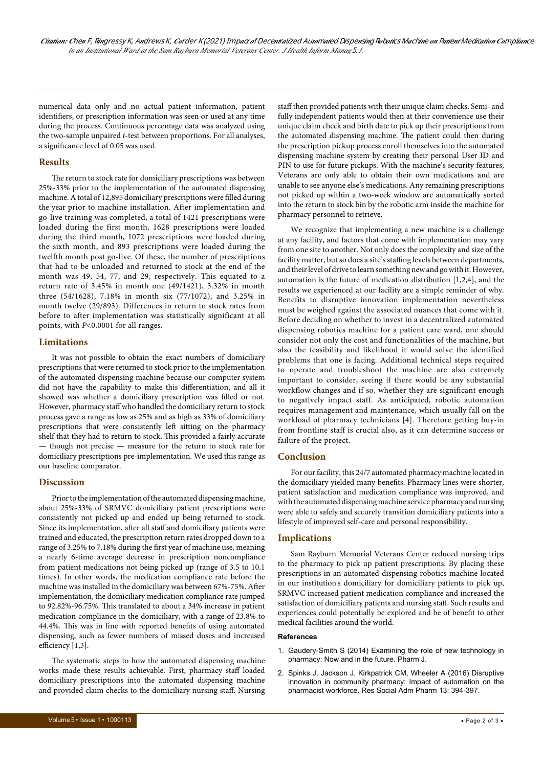numerical data only and no actual patient information, patient identifiers, or prescription information was seen or used at any time during the process. Continuous percentage data was analyzed using the two-sample unpaired *t*-test between proportions. For all analyses, a significance level of 0.05 was used.

## Results

The return to stock rate for domiciliary prescriptions was between 25%-33% prior to the implementation of the automated dispensing machine. A total of 12,895 domiciliary prescriptions were filled during the year prior to machine installation. After implementation and go-live training was completed, a total of 1421 prescriptions were loaded during the first month, 1628 prescriptions were loaded during the third month, 1072 prescriptions were loaded during the sixth month, and 893 prescriptions were loaded during the twelfth month post go-live. Of these, the number of prescriptions that had to be unloaded and returned to stock at the end of the month was 49, 54, 77, and 29, respectively. This equated to a return rate of 3.45% in month one (49/1421), 3.32% in month three (54/1628), 7.18% in month six (77/1072), and 3.25% in month twelve (29/893). Differences in return to stock rates from before to after implementation was statistically significant at all points, with $P<0.0001$ for all ranges.

## Limitations

It was not possible to obtain the exact numbers of domiciliary prescriptions that were returned to stock prior to the implementation of the automated dispensing machine because our computer system did not have the capability to make this differentiation, and all it showed was whether a domiciliary prescription was filled or not. However, pharmacy staff who handled the domiciliary return to stock process gave a range as low as 25% and as high as 33% of domiciliary prescriptions that were consistently left sitting on the pharmacy shelf that they had to return to stock. This provided a fairly accurate — though not precise — measure for the return to stock rate for domiciliary prescriptions pre-implementation. We used this range as our baseline comparator.

## Discussion

Prior to the implementation of the automated dispensing machine, about 25%-33% of SRMVC domiciliary patient prescriptions were consistently not picked up and ended up being returned to stock. Since its implementation, after all staff and domiciliary patients were trained and educated, the prescription return rates dropped down to a range of 3.25% to 7.18% during the first year of machine use, meaning a nearly 6-time average decrease in prescription noncompliance from patient medications not being picked up (range of 3.5 to 10.1 times). In other words, the medication compliance rate before the machine was installed in the domiciliary was between 67%-75%. After implementation, the domiciliary medication compliance rate jumped to 92.82%-96.75%. This translated to about a 34% increase in patient medication compliance in the domiciliary, with a range of 23.8% to 44.4%. This was in line with reported benefits of using automated dispensing, such as fewer numbers of missed doses and increased efficiency [1,3].

The systematic steps to how the automated dispensing machine works made these results achievable. First, pharmacy staff loaded domiciliary prescriptions into the automated dispensing machine and provided claim checks to the domiciliary nursing staff. Nursing staff then provided patients with their unique claim checks. Semi- and fully independent patients would then at their convenience use their unique claim check and birth date to pick up their prescriptions from the automated dispensing machine. The patient could then during the prescription pickup process enroll themselves into the automated dispensing machine system by creating their personal User ID and PIN to use for future pickups. With the machine's security features, Veterans are only able to obtain their own medications and are unable to see anyone else's medications. Any remaining prescriptions not picked up within a two-week window are automatically sorted into the return to stock bin by the robotic arm inside the machine for pharmacy personnel to retrieve.

We recognize that implementing a new machine is a challenge at any facility, and factors that come with implementation may vary from one site to another. Not only does the complexity and size of the facility matter, but so does a site's staffing levels between departments, and their level of drive to learn something new and go with it. However, automation is the future of medication distribution [1,2,4], and the results we experienced at our facility are a simple reminder of why. Benefits to disruptive innovation implementation nevertheless must be weighed against the associated nuances that come with it. Before deciding on whether to invest in a decentralized automated dispensing robotics machine for a patient care ward, one should consider not only the cost and functionalities of the machine, but also the feasibility and likelihood it would solve the identified problems that one is facing. Additional technical steps required to operate and troubleshoot the machine are also extremely important to consider, seeing if there would be any substantial workflow changes and if so, whether they are significant enough to negatively impact staff. As anticipated, robotic automation requires management and maintenance, which usually fall on the workload of pharmacy technicians [4]. Therefore getting buy-in from frontline staff is crucial also, as it can determine success or failure of the project.

## Conclusion

For our facility, this 24/7 automated pharmacy machine located in the domiciliary yielded many benefits. Pharmacy lines were shorter, patient satisfaction and medication compliance was improved, and with the automated dispensing machine service pharmacy and nursing were able to safely and securely transition domiciliary patients into a lifestyle of improved self-care and personal responsibility.

## Implications

Sam Rayburn Memorial Veterans Center reduced nursing trips to the pharmacy to pick up patient prescriptions. By placing these prescriptions in an automated dispensing robotics machine located in our institution's domiciliary for domiciliary patients to pick up, SRMVC increased patient medication compliance and increased the satisfaction of domiciliary patients and nursing staff. Such results and experiences could potentially be explored and be of benefit to other medical facilities around the world.

### References

1. Gaudery-Smith S (2014) Examining the role of new technology in pharmacy: Now and in the future. Pharm J.
2. Spinks J, Jackson J, Kirkpatrick CM, Wheeler A (2016) Disruptive innovation in community pharmacy: Impact of automation on the pharmacist workforce. Res Social Adm Pharm 13: 394-397.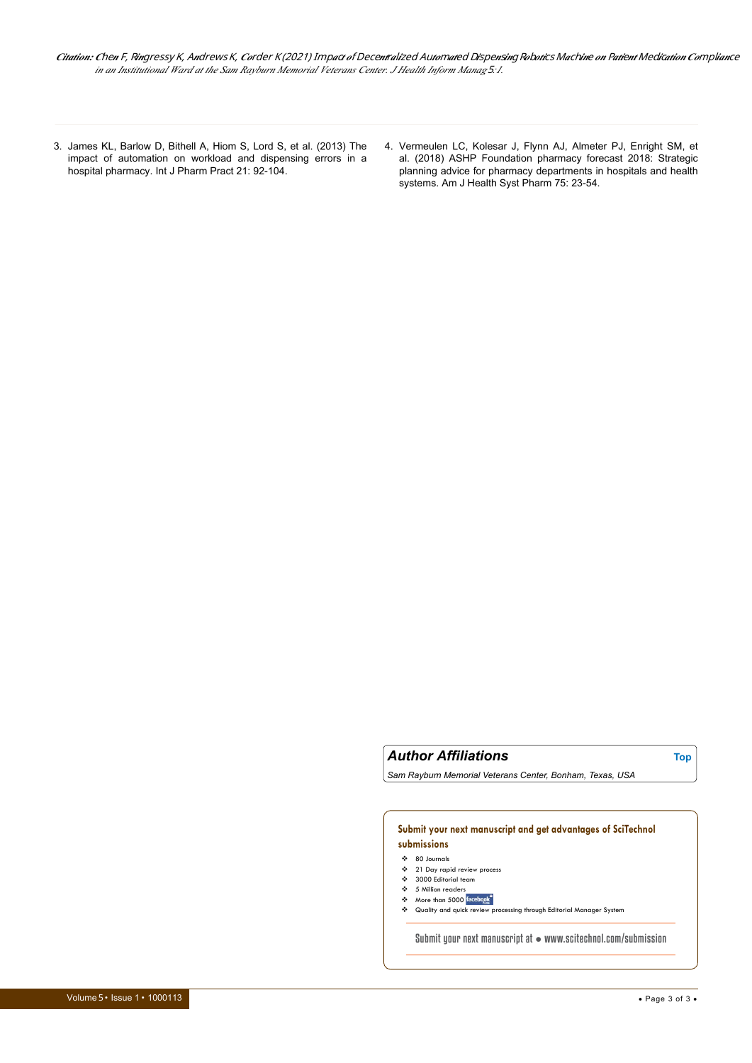3. James KL, Barlow D, Bithell A, Hiom S, Lord S, et al. (2013) The impact of automation on workload and dispensing errors in a hospital pharmacy. Int J Pharm Pract 21: 92-104.

4. Vermeulen LC, Kolesar J, Flynn AJ, Almeter PJ, Enright SM, et al. (2018) ASHP Foundation pharmacy forecast 2018: Strategic planning advice for pharmacy departments in hospitals and health systems. Am J Health Syst Pharm 75: 23-54.

## *Author Affiliations*

*Sam Rayburn Memorial Veterans Center, Bonham, Texas, USA*

**Submit your next manuscript and get advantages of SciTechnol submissions**

- 80 Journals
- 21 Day rapid review process
- 3000 Editorial team
- 5 Million readers
- More than 5000 facebook
- Quality and quick review processing through Editorial Manager System

Submit your next manuscript at ● www.scitechnol.com/submission